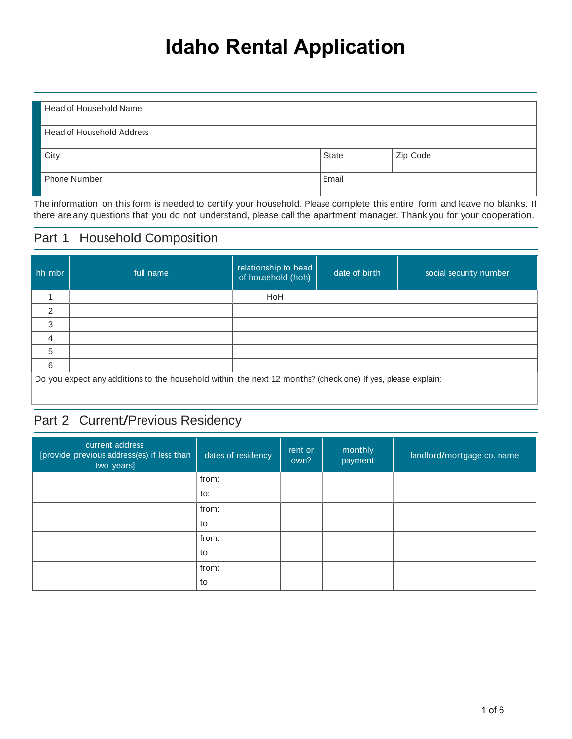# Idaho Rental Application

| Head of Household Name | | |
|---|---|---|
| Head of Household Address | | |
| City | State | Zip Code |
| Phone Number | Email | |

The information on this form is needed to certify your household. Please complete this entire form and leave no blanks. If there are any questions that you do not understand, please call the apartment manager. Thank you for your cooperation.

## Part 1 Household Composition

| hh mbr | full name | relationship to head of household (hoh) | date of birth | social security number |
|---|---|---|---|---|
| 1 | | HoH | | |
| 2 | | | | |
| 3 | | | | |
| 4 | | | | |
| 5 | | | | |
| 6 | | | | |

Do you expect any additions to the household within the next 12 months? (check one) If yes, please explain:

## Part 2 Current/Previous Residency

| current address [provide previous address(es) if less than two years] | dates of residency | rent or own? | monthly payment | landlord/mortgage co. name |
|---|---|---|---|---|
| | from: to: | | | |
| | from: to | | | |
| | from: to | | | |
| | from: to | | | |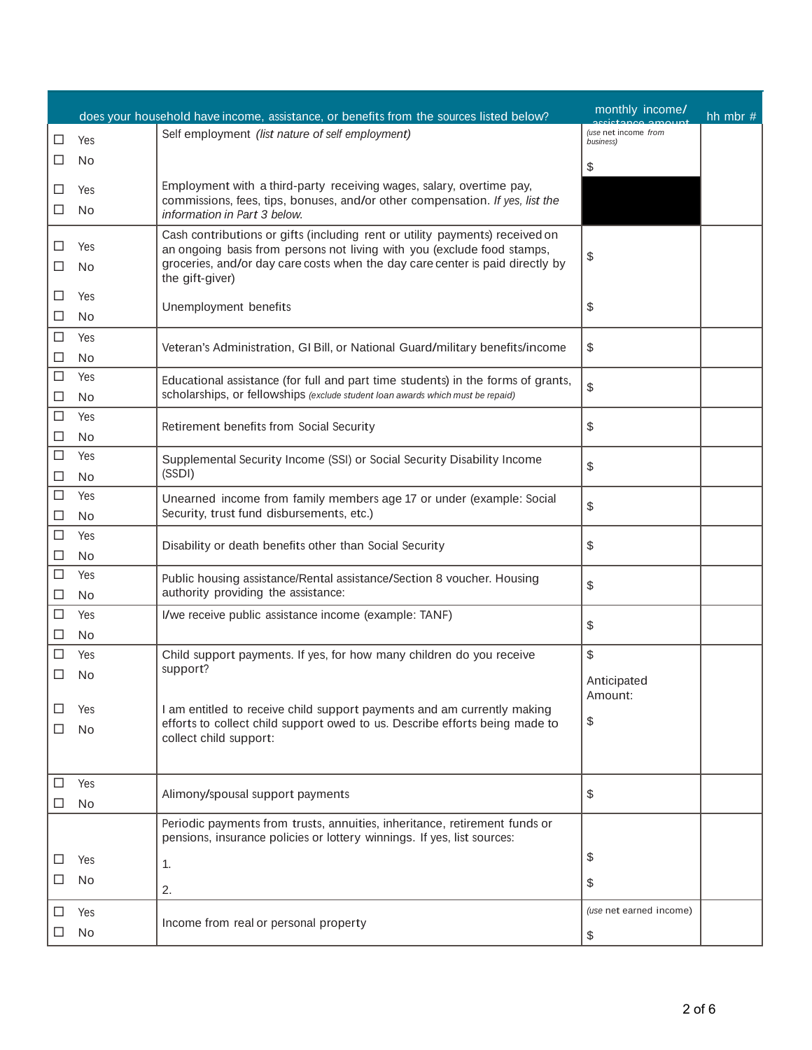| | does your household have income, assistance, or benefits from the sources listed below? | monthly income/ assistance amount | hh mbr # |
|---|---|---|---|
| ☐ Yes<br>☐ No | Self employment *(list nature of self employment)* | *(use net income from business)*<br>$ | |
| ☐ Yes<br>☐ No | Employment with a third-party receiving wages, salary, overtime pay, commissions, fees, tips, bonuses, and/or other compensation. *If yes, list the information in Part 3 below.* | | |
| ☐ Yes<br>☐ No | Cash contributions or gifts (including rent or utility payments) received on an ongoing basis from persons not living with you (exclude food stamps, groceries, and/or day care costs when the day care center is paid directly by the gift-giver) | $ | |
| ☐ Yes<br>☐ No | Unemployment benefits | $ | |
| ☐ Yes<br>☐ No | Veteran's Administration, GI Bill, or National Guard/military benefits/income | $ | |
| ☐ Yes<br>☐ No | Educational assistance (for full and part time students) in the forms of grants, scholarships, or fellowships *(exclude student loan awards which must be repaid)* | $ | |
| ☐ Yes<br>☐ No | Retirement benefits from Social Security | $ | |
| ☐ Yes<br>☐ No | Supplemental Security Income (SSI) or Social Security Disability Income (SSDI) | $ | |
| ☐ Yes<br>☐ No | Unearned income from family members age 17 or under (example: Social Security, trust fund disbursements, etc.) | $ | |
| ☐ Yes<br>☐ No | Disability or death benefits other than Social Security | $ | |
| ☐ Yes<br>☐ No | Public housing assistance/Rental assistance/Section 8 voucher. Housing authority providing the assistance: | $ | |
| ☐ Yes<br>☐ No | I/we receive public assistance income (example: TANF) | $ | |
| ☐ Yes<br>☐ No | Child support payments. If yes, for how many children do you receive support? | $ | |
| ☐ Yes<br>☐ No | I am entitled to receive child support payments and am currently making efforts to collect child support owed to us. Describe efforts being made to collect child support: | Anticipated Amount:<br>$ | |
| ☐ Yes<br>☐ No | Alimony/spousal support payments | $ | |
| ☐ Yes<br>☐ No | Periodic payments from trusts, annuities, inheritance, retirement funds or pensions, insurance policies or lottery winnings. If yes, list sources:<br>1.<br>2. | $<br>$ | |
| ☐ Yes<br>☐ No | Income from real or personal property | *(use net earned income)*<br>$ | |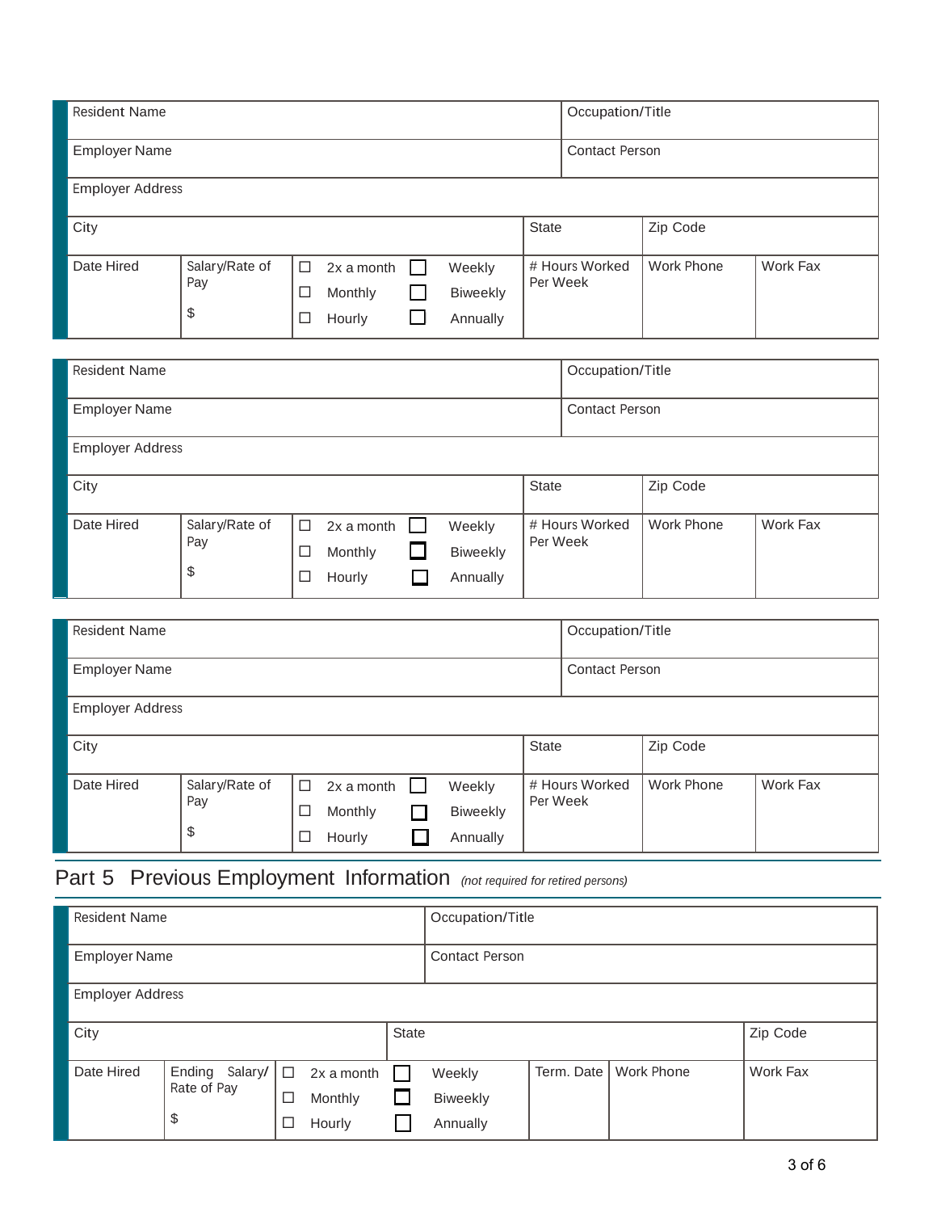| Resident Name | | | | | Occupation/Title | |
|---|---|---|---|---|---|---|
| Employer Name | | | | | Contact Person | |
| Employer Address | | | | | | |
| City | | | | State | Zip Code | |
| Date Hired | Salary/Rate of Pay $ | ☐ 2x a month ☐ Monthly ☐ Hourly | ☐ Weekly ☐ Biweekly ☐ Annually | # Hours Worked Per Week | Work Phone | Work Fax |

| Resident Name | | | | | Occupation/Title | |
|---|---|---|---|---|---|---|
| Employer Name | | | | | Contact Person | |
| Employer Address | | | | | | |
| City | | | | State | Zip Code | |
| Date Hired | Salary/Rate of Pay $ | ☐ 2x a month ☐ Monthly ☐ Hourly | ☐ Weekly ☐ Biweekly ☐ Annually | # Hours Worked Per Week | Work Phone | Work Fax |

| Resident Name | | | | | Occupation/Title | |
|---|---|---|---|---|---|---|
| Employer Name | | | | | Contact Person | |
| Employer Address | | | | | | |
| City | | | | State | Zip Code | |
| Date Hired | Salary/Rate of Pay $ | ☐ 2x a month ☐ Monthly ☐ Hourly | ☐ Weekly ☐ Biweekly ☐ Annually | # Hours Worked Per Week | Work Phone | Work Fax |

## Part 5 Previous Employment Information *(not required for retired persons)*

| Resident Name | | | | Occupation/Title | | |
|---|---|---|---|---|---|---|
| Employer Name | | | | Contact Person | | |
| Employer Address | | | | | | |
| City | | | State | | | Zip Code |
| Date Hired | Ending Salary/ Rate of Pay $ | ☐ 2x a month ☐ Monthly ☐ Hourly | ☐ Weekly ☐ Biweekly ☐ Annually | Term. Date | Work Phone | Work Fax |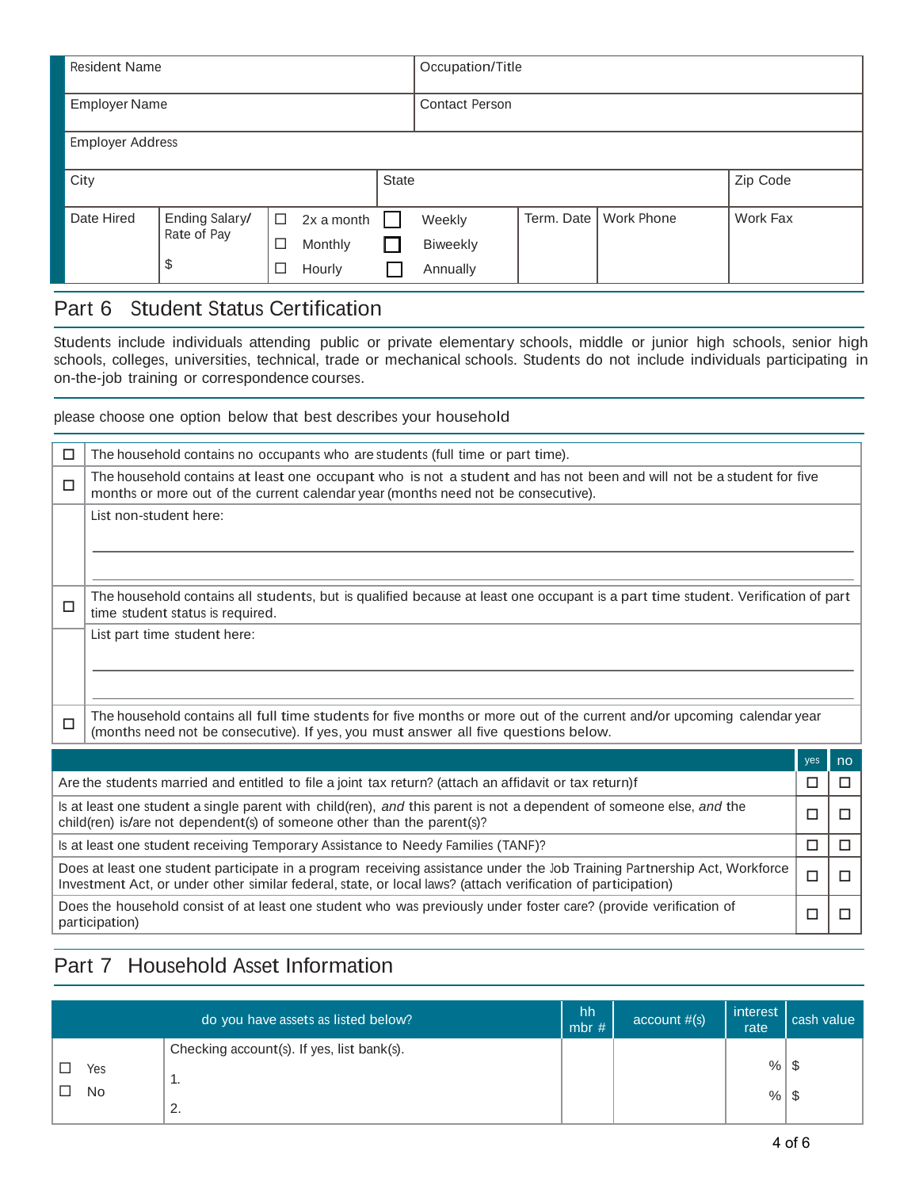| Resident Name | | | | Occupation/Title | | |
|---|---|---|---|---|---|---|
| Employer Name | | | | Contact Person | | |
| Employer Address | | | | | | |
| City | | | State | | | Zip Code |
| Date Hired | Ending Salary/ Rate of Pay $ | ☐ 2x a month ☐ Monthly ☐ Hourly | ☐ Weekly ☐ Biweekly ☐ Annually | Term. Date | Work Phone | Work Fax |

## Part 6 Student Status Certification

Students include individuals attending public or private elementary schools, middle or junior high schools, senior high schools, colleges, universities, technical, trade or mechanical schools. Students do not include individuals participating in on-the-job training or correspondence courses.

please choose one option below that best describes your household

| | |
|---|---|
| ☐ | The household contains no occupants who are students (full time or part time). |
| ☐ | The household contains at least one occupant who is not a student and has not been and will not be a student for five months or more out of the current calendar year (months need not be consecutive). |
| | List non-student here: |
| ☐ | The household contains all students, but is qualified because at least one occupant is a part time student. Verification of part time student status is required. |
| | List part time student here: |
| ☐ | The household contains all full time students for five months or more out of the current and/or upcoming calendar year (months need not be consecutive). If yes, you must answer all five questions below. |

| | yes | no |
|---|---|---|
| Are the students married and entitled to file a joint tax return? (attach an affidavit or tax return)f | ☐ | ☐ |
| Is at least one student a single parent with child(ren), *and* this parent is not a dependent of someone else, *and* the child(ren) is/are not dependent(s) of someone other than the parent(s)? | ☐ | ☐ |
| Is at least one student receiving Temporary Assistance to Needy Families (TANF)? | ☐ | ☐ |
| Does at least one student participate in a program receiving assistance under the Job Training Partnership Act, Workforce Investment Act, or under other similar federal, state, or local laws? (attach verification of participation) | ☐ | ☐ |
| Does the household consist of at least one student who was previously under foster care? (provide verification of participation) | ☐ | ☐ |

## Part 7 Household Asset Information

| do you have assets as listed below? | | hh mbr # | account #(s) | interest rate | cash value |
|---|---|---|---|---|---|
| ☐ Yes<br>☐ No | Checking account(s). If yes, list bank(s).<br>1.<br>2. | | | %<br>% | $<br>$ |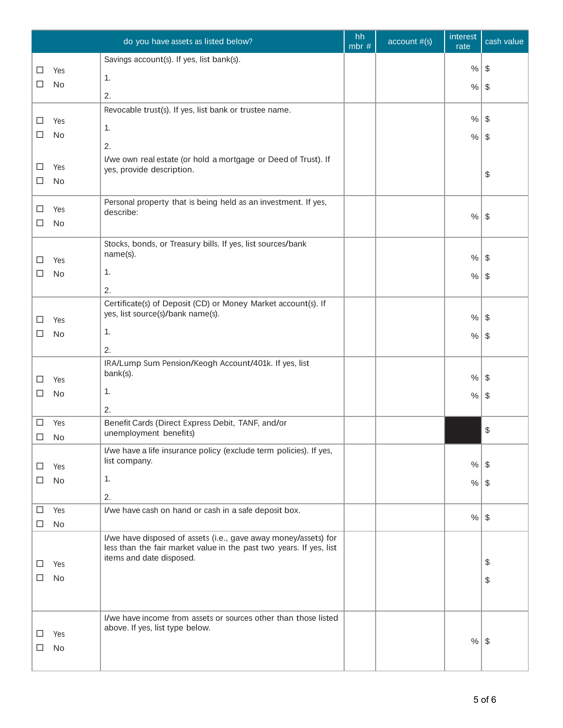| | do you have assets as listed below? | hh mbr # | account #(s) | interest rate | cash value |
|---|---|---|---|---|---|
| ☐ Yes ☐ No | Savings account(s). If yes, list bank(s).<br>1.<br>2. | | | %<br>% | $<br>$ |
| ☐ Yes ☐ No | Revocable trust(s). If yes, list bank or trustee name.<br>1.<br>2. | | | %<br>% | $<br>$ |
| ☐ Yes ☐ No | I/we own real estate (or hold a mortgage or Deed of Trust). If yes, provide description. | | | | $ |
| ☐ Yes ☐ No | Personal property that is being held as an investment. If yes, describe: | | | % | $ |
| ☐ Yes ☐ No | Stocks, bonds, or Treasury bills. If yes, list sources/bank name(s).<br>1.<br>2. | | | %<br>% | $<br>$ |
| ☐ Yes ☐ No | Certificate(s) of Deposit (CD) or Money Market account(s). If yes, list source(s)/bank name(s).<br>1.<br>2. | | | %<br>% | $<br>$ |
| ☐ Yes ☐ No | IRA/Lump Sum Pension/Keogh Account/401k. If yes, list bank(s).<br>1.<br>2. | | | %<br>% | $<br>$ |
| ☐ Yes ☐ No | Benefit Cards (Direct Express Debit, TANF, and/or unemployment benefits) | | | | $ |
| ☐ Yes ☐ No | I/we have a life insurance policy (exclude term policies). If yes, list company.<br>1.<br>2. | | | %<br>% | $<br>$ |
| ☐ Yes ☐ No | I/we have cash on hand or cash in a safe deposit box. | | | % | $ |
| ☐ Yes ☐ No | I/we have disposed of assets (i.e., gave away money/assets) for less than the fair market value in the past two years. If yes, list items and date disposed. | | | | $<br>$ |
| ☐ Yes ☐ No | I/we have income from assets or sources other than those listed above. If yes, list type below. | | | % | $ |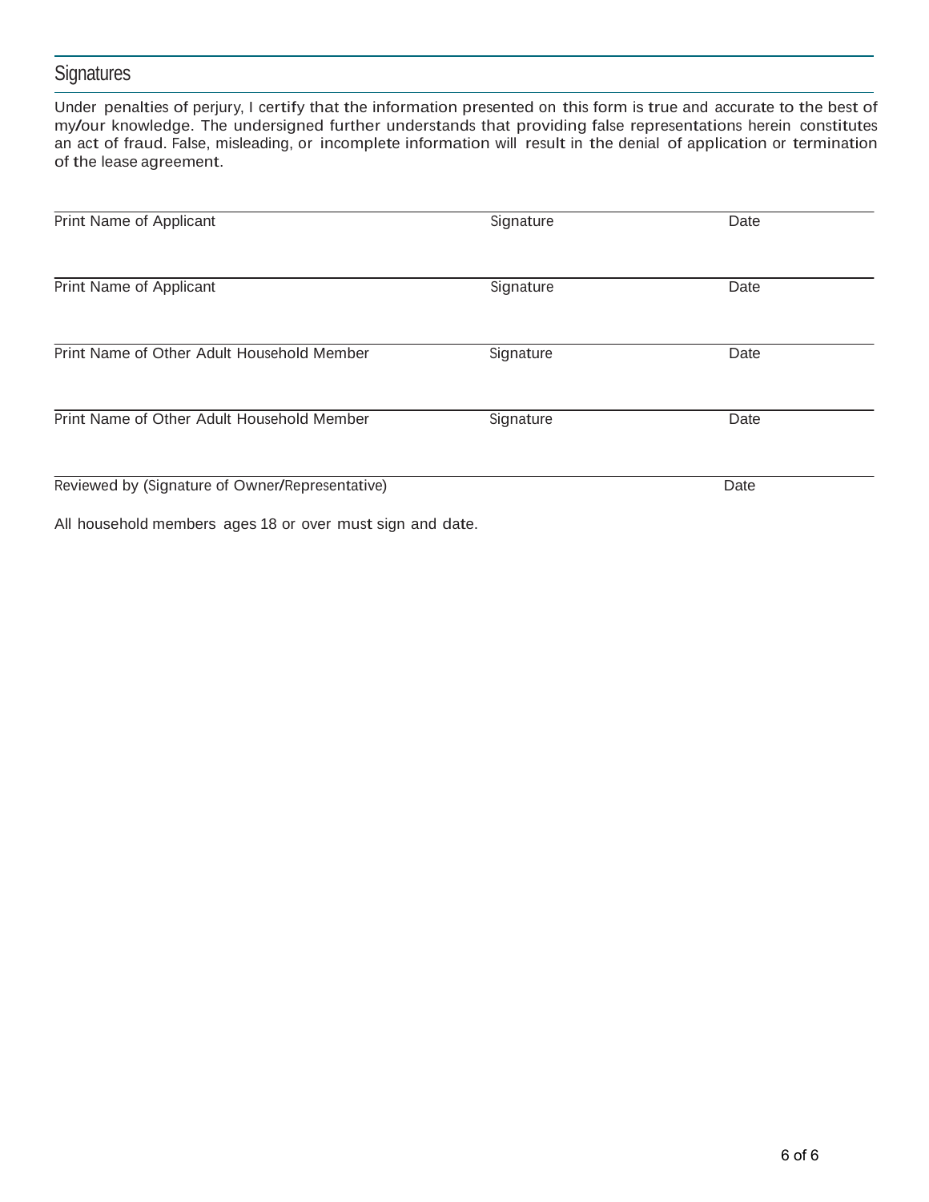## Signatures

Under penalties of perjury, I certify that the information presented on this form is true and accurate to the best of my/our knowledge. The undersigned further understands that providing false representations herein constitutes an act of fraud. False, misleading, or incomplete information will result in the denial of application or termination of the lease agreement.

| | | |
|---|---|---|
| Print Name of Applicant | Signature | Date |
| Print Name of Applicant | Signature | Date |
| Print Name of Other Adult Household Member | Signature | Date |
| Print Name of Other Adult Household Member | Signature | Date |
| Reviewed by (Signature of Owner/Representative) | | Date |

All household members ages 18 or over must sign and date.